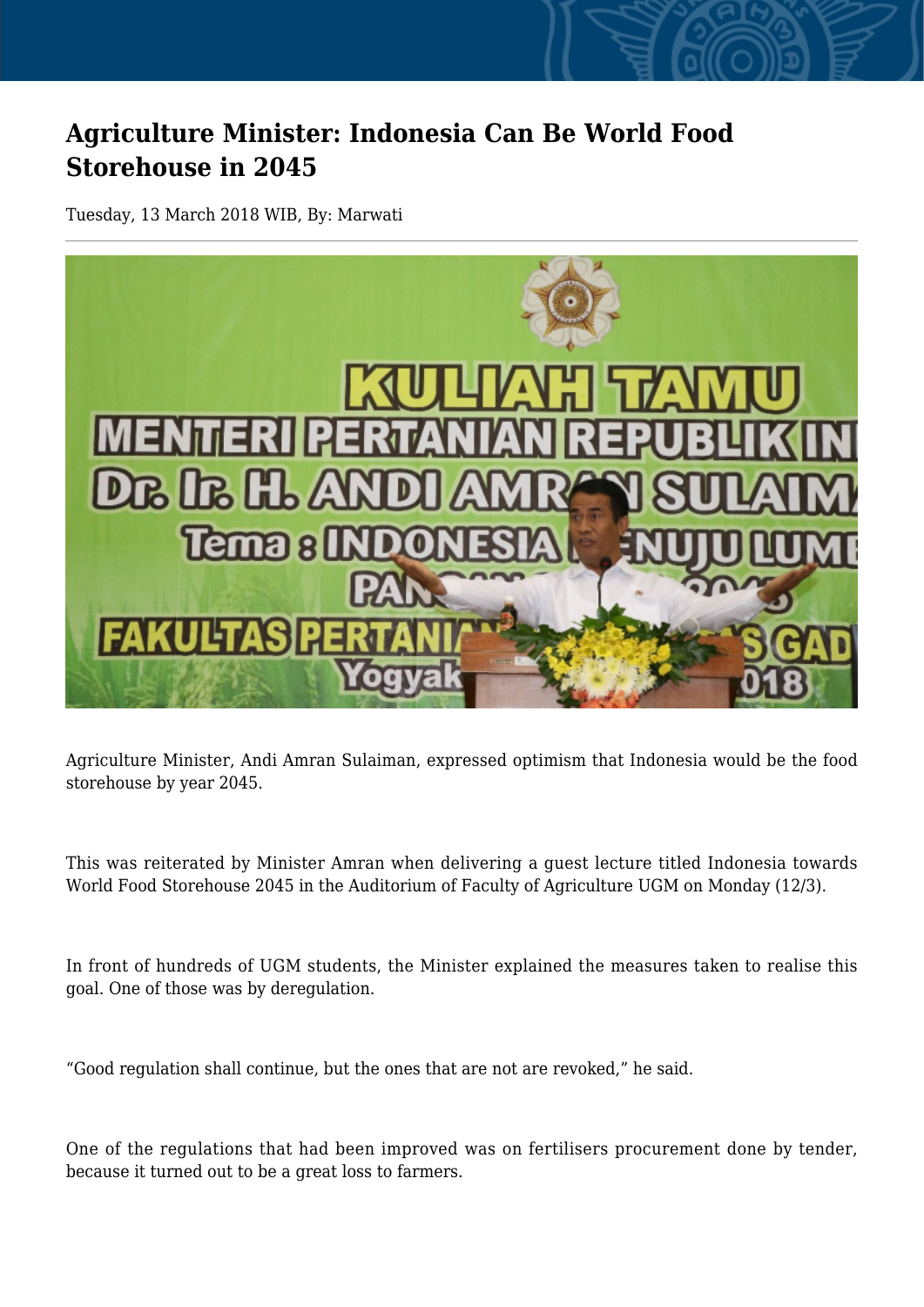# Agriculture Minister: Indonesia Can Be World Food Storehouse in 2045

Tuesday, 13 March 2018 WIB, By: Marwati

Agriculture Minister, Andi Amran Sulaiman, expressed optimism that Indonesia would be the food storehouse by year 2045.

This was reiterated by Minister Amran when delivering a guest lecture titled Indonesia towards World Food Storehouse 2045 in the Auditorium of Faculty of Agriculture UGM on Monday (12/3).

In front of hundreds of UGM students, the Minister explained the measures taken to realise this goal. One of those was by deregulation.

"Good regulation shall continue, but the ones that are not are revoked," he said.

One of the regulations that had been improved was on fertilisers procurement done by tender, because it turned out to be a great loss to farmers.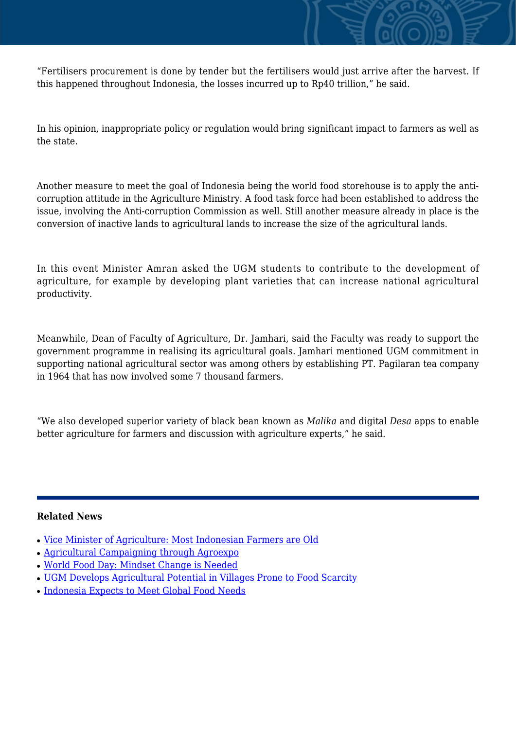"Fertilisers procurement is done by tender but the fertilisers would just arrive after the harvest. If this happened throughout Indonesia, the losses incurred up to Rp40 trillion," he said.

In his opinion, inappropriate policy or regulation would bring significant impact to farmers as well as the state.

Another measure to meet the goal of Indonesia being the world food storehouse is to apply the anti-corruption attitude in the Agriculture Ministry. A food task force had been established to address the issue, involving the Anti-corruption Commission as well. Still another measure already in place is the conversion of inactive lands to agricultural lands to increase the size of the agricultural lands.

In this event Minister Amran asked the UGM students to contribute to the development of agriculture, for example by developing plant varieties that can increase national agricultural productivity.

Meanwhile, Dean of Faculty of Agriculture, Dr. Jamhari, said the Faculty was ready to support the government programme in realising its agricultural goals. Jamhari mentioned UGM commitment in supporting national agricultural sector was among others by establishing PT. Pagilaran tea company in 1964 that has now involved some 7 thousand farmers.

"We also developed superior variety of black bean known as *Malika* and digital *Desa* apps to enable better agriculture for farmers and discussion with agriculture experts," he said.

---

**Related News**

- Vice Minister of Agriculture: Most Indonesian Farmers are Old
- Agricultural Campaigning through Agroexpo
- World Food Day: Mindset Change is Needed
- UGM Develops Agricultural Potential in Villages Prone to Food Scarcity
- Indonesia Expects to Meet Global Food Needs